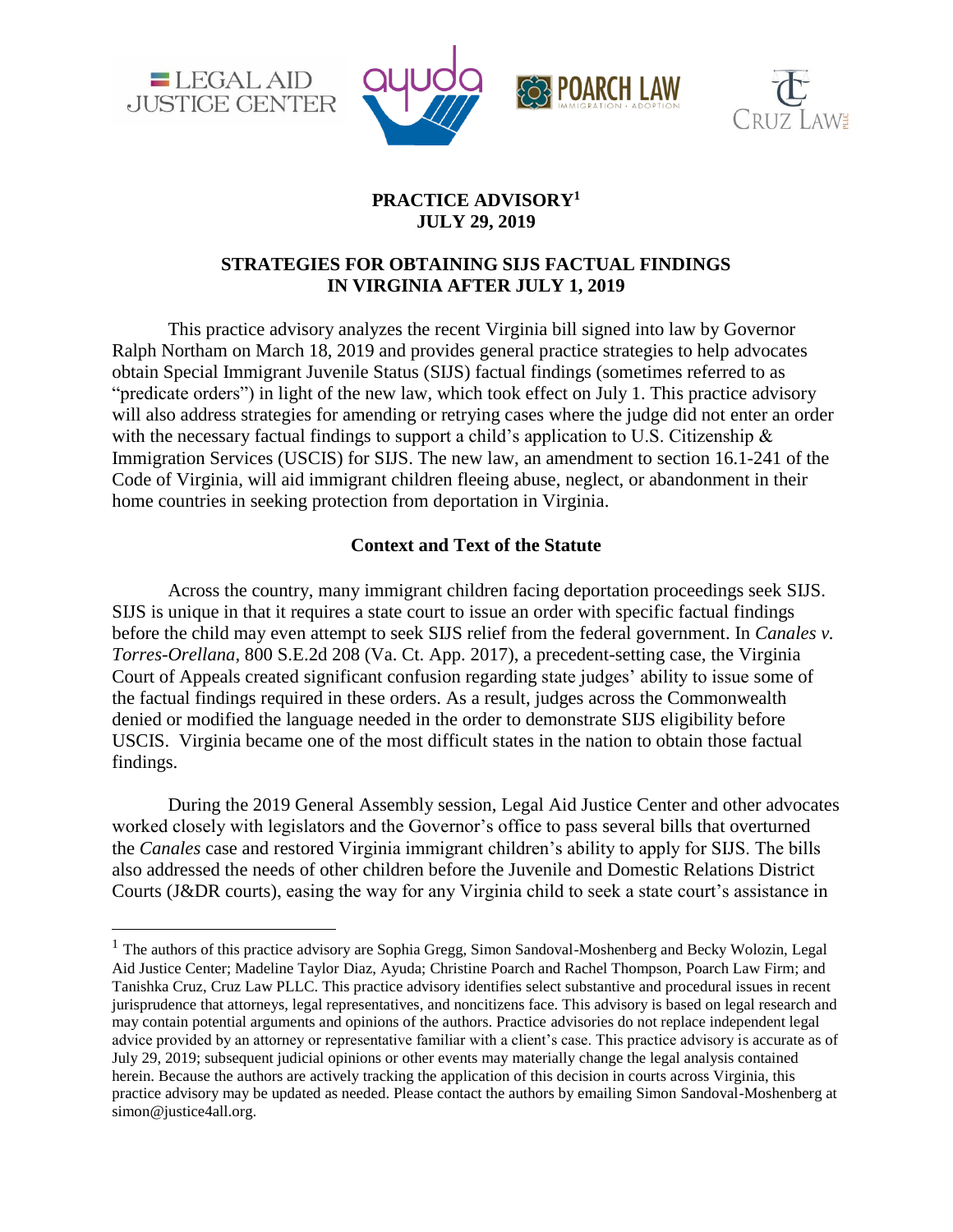**PRACTICE ADVISORY[1]**
**JULY 29, 2019**

## STRATEGIES FOR OBTAINING SIJS FACTUAL FINDINGS IN VIRGINIA AFTER JULY 1, 2019

This practice advisory analyzes the recent Virginia bill signed into law by Governor Ralph Northam on March 18, 2019 and provides general practice strategies to help advocates obtain Special Immigrant Juvenile Status (SIJS) factual findings (sometimes referred to as "predicate orders") in light of the new law, which took effect on July 1. This practice advisory will also address strategies for amending or retrying cases where the judge did not enter an order with the necessary factual findings to support a child's application to U.S. Citizenship & Immigration Services (USCIS) for SIJS. The new law, an amendment to section 16.1-241 of the Code of Virginia, will aid immigrant children fleeing abuse, neglect, or abandonment in their home countries in seeking protection from deportation in Virginia.

### Context and Text of the Statute

Across the country, many immigrant children facing deportation proceedings seek SIJS. SIJS is unique in that it requires a state court to issue an order with specific factual findings before the child may even attempt to seek SIJS relief from the federal government. In *Canales v. Torres-Orellana*, 800 S.E.2d 208 (Va. Ct. App. 2017), a precedent-setting case, the Virginia Court of Appeals created significant confusion regarding state judges' ability to issue some of the factual findings required in these orders. As a result, judges across the Commonwealth denied or modified the language needed in the order to demonstrate SIJS eligibility before USCIS. Virginia became one of the most difficult states in the nation to obtain those factual findings.

During the 2019 General Assembly session, Legal Aid Justice Center and other advocates worked closely with legislators and the Governor's office to pass several bills that overturned the *Canales* case and restored Virginia immigrant children's ability to apply for SIJS. The bills also addressed the needs of other children before the Juvenile and Domestic Relations District Courts (J&DR courts), easing the way for any Virginia child to seek a state court's assistance in

---

[1] The authors of this practice advisory are Sophia Gregg, Simon Sandoval-Moshenberg and Becky Wolozin, Legal Aid Justice Center; Madeline Taylor Diaz, Ayuda; Christine Poarch and Rachel Thompson, Poarch Law Firm; and Tanishka Cruz, Cruz Law PLLC. This practice advisory identifies select substantive and procedural issues in recent jurisprudence that attorneys, legal representatives, and noncitizens face. This advisory is based on legal research and may contain potential arguments and opinions of the authors. Practice advisories do not replace independent legal advice provided by an attorney or representative familiar with a client's case. This practice advisory is accurate as of July 29, 2019; subsequent judicial opinions or other events may materially change the legal analysis contained herein. Because the authors are actively tracking the application of this decision in courts across Virginia, this practice advisory may be updated as needed. Please contact the authors by emailing Simon Sandoval-Moshenberg at simon@justice4all.org.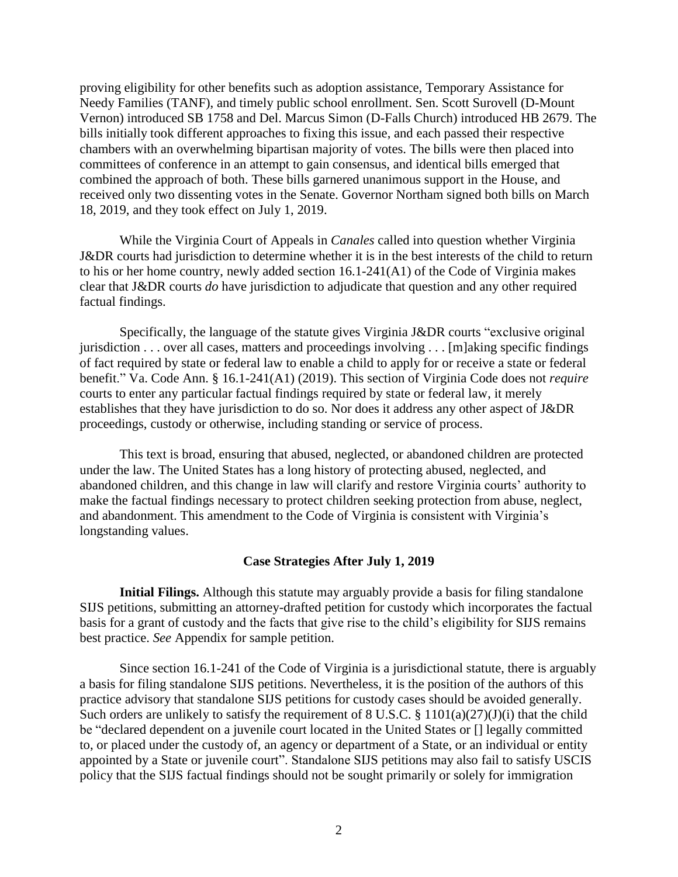proving eligibility for other benefits such as adoption assistance, Temporary Assistance for Needy Families (TANF), and timely public school enrollment. Sen. Scott Surovell (D-Mount Vernon) introduced SB 1758 and Del. Marcus Simon (D-Falls Church) introduced HB 2679. The bills initially took different approaches to fixing this issue, and each passed their respective chambers with an overwhelming bipartisan majority of votes. The bills were then placed into committees of conference in an attempt to gain consensus, and identical bills emerged that combined the approach of both. These bills garnered unanimous support in the House, and received only two dissenting votes in the Senate. Governor Northam signed both bills on March 18, 2019, and they took effect on July 1, 2019.

While the Virginia Court of Appeals in *Canales* called into question whether Virginia J&DR courts had jurisdiction to determine whether it is in the best interests of the child to return to his or her home country, newly added section 16.1-241(A1) of the Code of Virginia makes clear that J&DR courts *do* have jurisdiction to adjudicate that question and any other required factual findings.

Specifically, the language of the statute gives Virginia J&DR courts "exclusive original jurisdiction . . . over all cases, matters and proceedings involving . . . [m]aking specific findings of fact required by state or federal law to enable a child to apply for or receive a state or federal benefit." Va. Code Ann. § 16.1-241(A1) (2019). This section of Virginia Code does not *require* courts to enter any particular factual findings required by state or federal law, it merely establishes that they have jurisdiction to do so. Nor does it address any other aspect of J&DR proceedings, custody or otherwise, including standing or service of process.

This text is broad, ensuring that abused, neglected, or abandoned children are protected under the law. The United States has a long history of protecting abused, neglected, and abandoned children, and this change in law will clarify and restore Virginia courts' authority to make the factual findings necessary to protect children seeking protection from abuse, neglect, and abandonment. This amendment to the Code of Virginia is consistent with Virginia's longstanding values.

### Case Strategies After July 1, 2019

**Initial Filings.** Although this statute may arguably provide a basis for filing standalone SIJS petitions, submitting an attorney-drafted petition for custody which incorporates the factual basis for a grant of custody and the facts that give rise to the child's eligibility for SIJS remains best practice. *See* Appendix for sample petition.

Since section 16.1-241 of the Code of Virginia is a jurisdictional statute, there is arguably a basis for filing standalone SIJS petitions. Nevertheless, it is the position of the authors of this practice advisory that standalone SIJS petitions for custody cases should be avoided generally. Such orders are unlikely to satisfy the requirement of 8 U.S.C. § 1101(a)(27)(J)(i) that the child be "declared dependent on a juvenile court located in the United States or [] legally committed to, or placed under the custody of, an agency or department of a State, or an individual or entity appointed by a State or juvenile court". Standalone SIJS petitions may also fail to satisfy USCIS policy that the SIJS factual findings should not be sought primarily or solely for immigration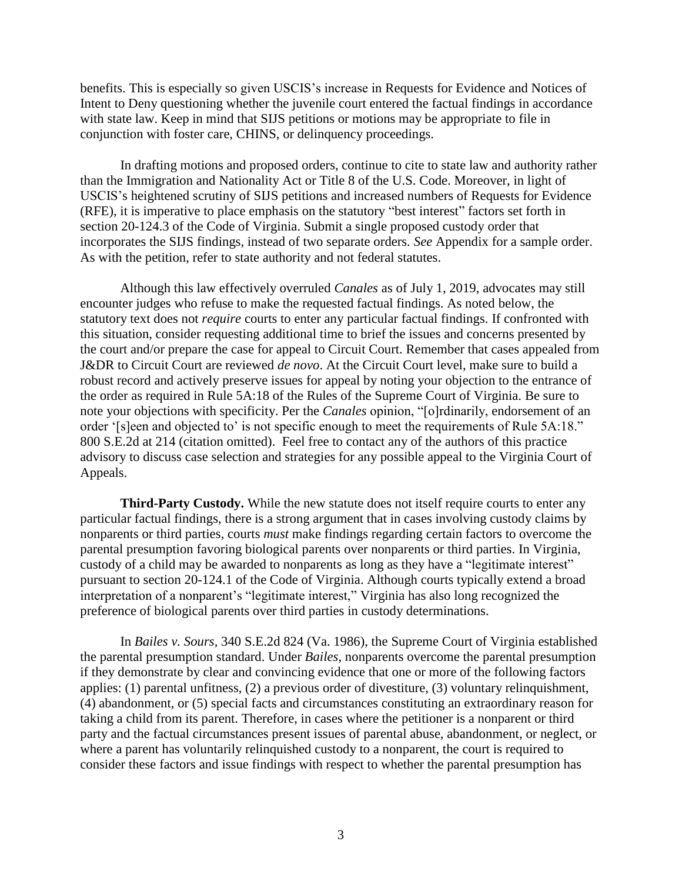benefits. This is especially so given USCIS's increase in Requests for Evidence and Notices of Intent to Deny questioning whether the juvenile court entered the factual findings in accordance with state law. Keep in mind that SIJS petitions or motions may be appropriate to file in conjunction with foster care, CHINS, or delinquency proceedings.

In drafting motions and proposed orders, continue to cite to state law and authority rather than the Immigration and Nationality Act or Title 8 of the U.S. Code. Moreover, in light of USCIS's heightened scrutiny of SIJS petitions and increased numbers of Requests for Evidence (RFE), it is imperative to place emphasis on the statutory "best interest" factors set forth in section 20-124.3 of the Code of Virginia. Submit a single proposed custody order that incorporates the SIJS findings, instead of two separate orders. *See* Appendix for a sample order. As with the petition, refer to state authority and not federal statutes.

Although this law effectively overruled *Canales* as of July 1, 2019, advocates may still encounter judges who refuse to make the requested factual findings. As noted below, the statutory text does not *require* courts to enter any particular factual findings. If confronted with this situation, consider requesting additional time to brief the issues and concerns presented by the court and/or prepare the case for appeal to Circuit Court. Remember that cases appealed from J&DR to Circuit Court are reviewed *de novo*. At the Circuit Court level, make sure to build a robust record and actively preserve issues for appeal by noting your objection to the entrance of the order as required in Rule 5A:18 of the Rules of the Supreme Court of Virginia. Be sure to note your objections with specificity. Per the *Canales* opinion, "[o]rdinarily, endorsement of an order '[s]een and objected to' is not specific enough to meet the requirements of Rule 5A:18." 800 S.E.2d at 214 (citation omitted). Feel free to contact any of the authors of this practice advisory to discuss case selection and strategies for any possible appeal to the Virginia Court of Appeals.

**Third-Party Custody.** While the new statute does not itself require courts to enter any particular factual findings, there is a strong argument that in cases involving custody claims by nonparents or third parties, courts *must* make findings regarding certain factors to overcome the parental presumption favoring biological parents over nonparents or third parties. In Virginia, custody of a child may be awarded to nonparents as long as they have a "legitimate interest" pursuant to section 20-124.1 of the Code of Virginia. Although courts typically extend a broad interpretation of a nonparent's "legitimate interest," Virginia has also long recognized the preference of biological parents over third parties in custody determinations.

In *Bailes v. Sours*, 340 S.E.2d 824 (Va. 1986), the Supreme Court of Virginia established the parental presumption standard. Under *Bailes*, nonparents overcome the parental presumption if they demonstrate by clear and convincing evidence that one or more of the following factors applies: (1) parental unfitness, (2) a previous order of divestiture, (3) voluntary relinquishment, (4) abandonment, or (5) special facts and circumstances constituting an extraordinary reason for taking a child from its parent. Therefore, in cases where the petitioner is a nonparent or third party and the factual circumstances present issues of parental abuse, abandonment, or neglect, or where a parent has voluntarily relinquished custody to a nonparent, the court is required to consider these factors and issue findings with respect to whether the parental presumption has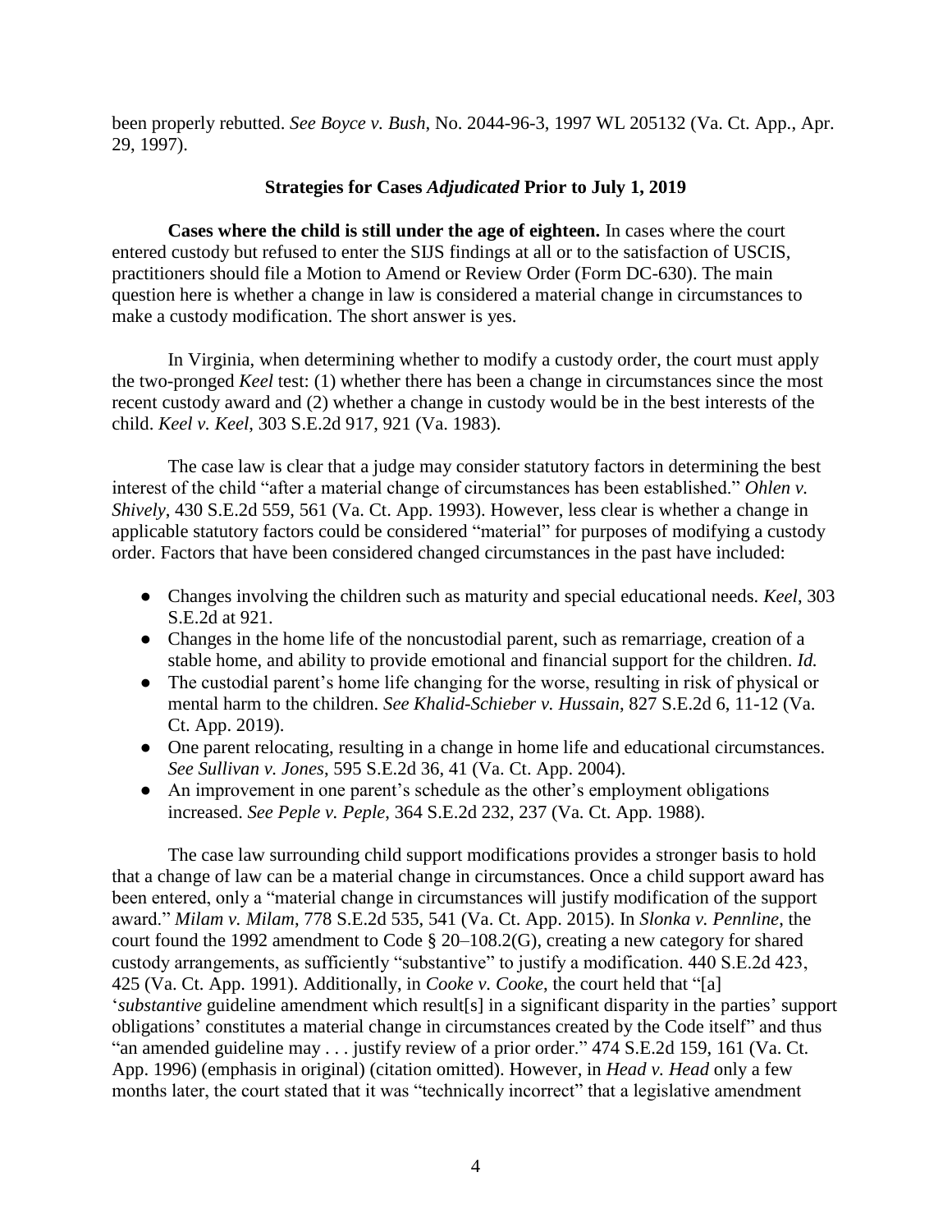been properly rebutted. *See Boyce v. Bush*, No. 2044-96-3, 1997 WL 205132 (Va. Ct. App., Apr. 29, 1997).

**Strategies for Cases *Adjudicated* Prior to July 1, 2019**

**Cases where the child is still under the age of eighteen.** In cases where the court entered custody but refused to enter the SIJS findings at all or to the satisfaction of USCIS, practitioners should file a Motion to Amend or Review Order (Form DC-630). The main question here is whether a change in law is considered a material change in circumstances to make a custody modification. The short answer is yes.

In Virginia, when determining whether to modify a custody order, the court must apply the two-pronged *Keel* test: (1) whether there has been a change in circumstances since the most recent custody award and (2) whether a change in custody would be in the best interests of the child. *Keel v. Keel*, 303 S.E.2d 917, 921 (Va. 1983).

The case law is clear that a judge may consider statutory factors in determining the best interest of the child "after a material change of circumstances has been established." *Ohlen v. Shively*, 430 S.E.2d 559, 561 (Va. Ct. App. 1993). However, less clear is whether a change in applicable statutory factors could be considered "material" for purposes of modifying a custody order. Factors that have been considered changed circumstances in the past have included:

- Changes involving the children such as maturity and special educational needs. *Keel*, 303 S.E.2d at 921.
- Changes in the home life of the noncustodial parent, such as remarriage, creation of a stable home, and ability to provide emotional and financial support for the children. *Id.*
- The custodial parent's home life changing for the worse, resulting in risk of physical or mental harm to the children. *See Khalid-Schieber v. Hussain*, 827 S.E.2d 6, 11-12 (Va. Ct. App. 2019).
- One parent relocating, resulting in a change in home life and educational circumstances. *See Sullivan v. Jones*, 595 S.E.2d 36, 41 (Va. Ct. App. 2004).
- An improvement in one parent's schedule as the other's employment obligations increased. *See Peple v. Peple*, 364 S.E.2d 232, 237 (Va. Ct. App. 1988).

The case law surrounding child support modifications provides a stronger basis to hold that a change of law can be a material change in circumstances. Once a child support award has been entered, only a "material change in circumstances will justify modification of the support award." *Milam v. Milam*, 778 S.E.2d 535, 541 (Va. Ct. App. 2015). In *Slonka v. Pennline*, the court found the 1992 amendment to Code § 20–108.2(G), creating a new category for shared custody arrangements, as sufficiently "substantive" to justify a modification. 440 S.E.2d 423, 425 (Va. Ct. App. 1991). Additionally, in *Cooke v. Cooke*, the court held that "[a] '*substantive* guideline amendment which result[s] in a significant disparity in the parties' support obligations' constitutes a material change in circumstances created by the Code itself" and thus "an amended guideline may . . . justify review of a prior order." 474 S.E.2d 159, 161 (Va. Ct. App. 1996) (emphasis in original) (citation omitted). However, in *Head v. Head* only a few months later, the court stated that it was "technically incorrect" that a legislative amendment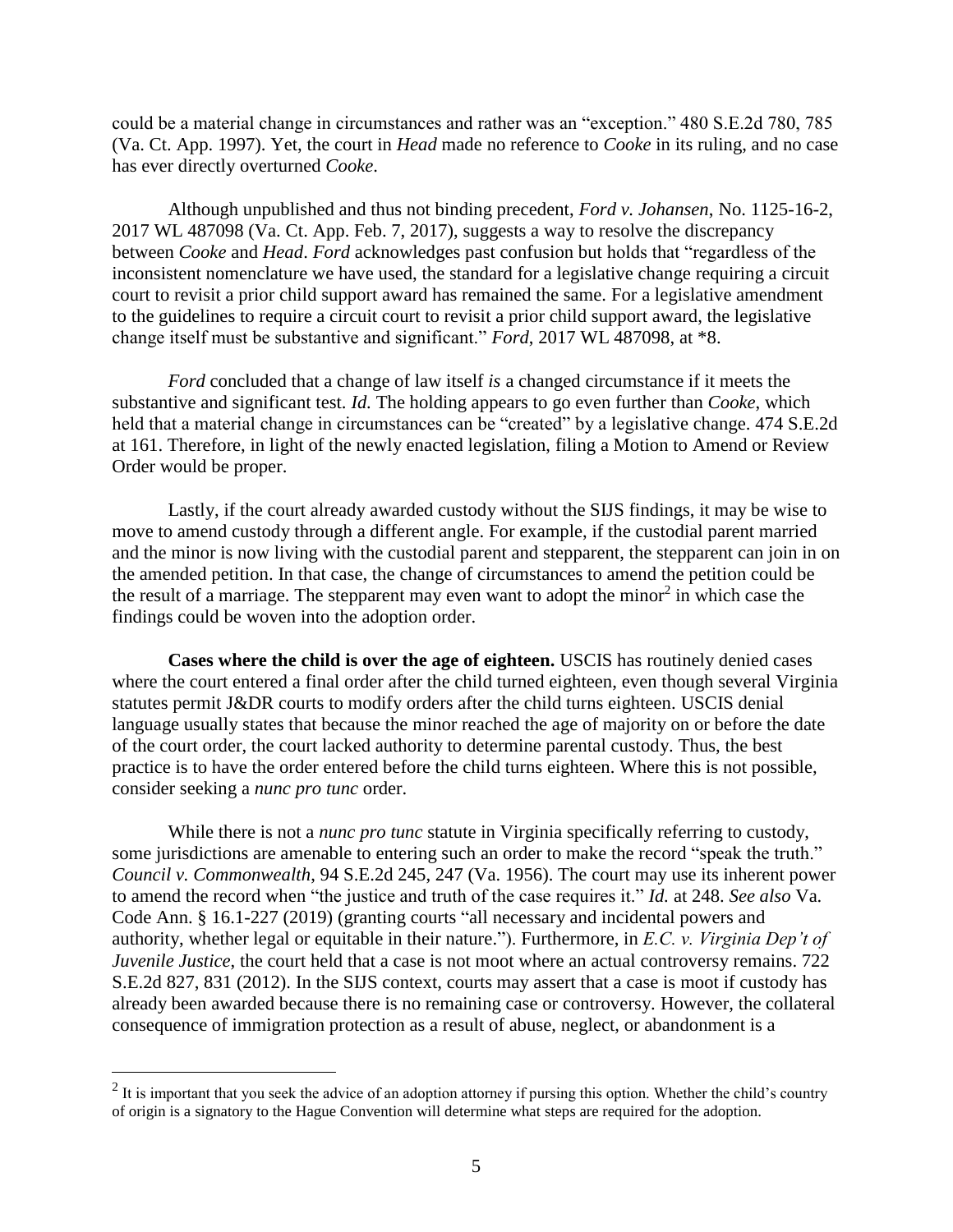could be a material change in circumstances and rather was an "exception." 480 S.E.2d 780, 785 (Va. Ct. App. 1997). Yet, the court in *Head* made no reference to *Cooke* in its ruling, and no case has ever directly overturned *Cooke*.

Although unpublished and thus not binding precedent, *Ford v. Johansen*, No. 1125-16-2, 2017 WL 487098 (Va. Ct. App. Feb. 7, 2017), suggests a way to resolve the discrepancy between *Cooke* and *Head*. *Ford* acknowledges past confusion but holds that "regardless of the inconsistent nomenclature we have used, the standard for a legislative change requiring a circuit court to revisit a prior child support award has remained the same. For a legislative amendment to the guidelines to require a circuit court to revisit a prior child support award, the legislative change itself must be substantive and significant." *Ford*, 2017 WL 487098, at *8.

*Ford* concluded that a change of law itself *is* a changed circumstance if it meets the substantive and significant test. *Id.* The holding appears to go even further than *Cooke*, which held that a material change in circumstances can be "created" by a legislative change. 474 S.E.2d at 161. Therefore, in light of the newly enacted legislation, filing a Motion to Amend or Review Order would be proper.

Lastly, if the court already awarded custody without the SIJS findings, it may be wise to move to amend custody through a different angle. For example, if the custodial parent married and the minor is now living with the custodial parent and stepparent, the stepparent can join in on the amended petition. In that case, the change of circumstances to amend the petition could be the result of a marriage. The stepparent may even want to adopt the minor[2] in which case the findings could be woven into the adoption order.

**Cases where the child is over the age of eighteen.** USCIS has routinely denied cases where the court entered a final order after the child turned eighteen, even though several Virginia statutes permit J&DR courts to modify orders after the child turns eighteen. USCIS denial language usually states that because the minor reached the age of majority on or before the date of the court order, the court lacked authority to determine parental custody. Thus, the best practice is to have the order entered before the child turns eighteen. Where this is not possible, consider seeking a *nunc pro tunc* order.

While there is not a *nunc pro tunc* statute in Virginia specifically referring to custody, some jurisdictions are amenable to entering such an order to make the record "speak the truth." *Council v. Commonwealth*, 94 S.E.2d 245, 247 (Va. 1956). The court may use its inherent power to amend the record when "the justice and truth of the case requires it." *Id.* at 248. *See also* Va. Code Ann. § 16.1-227 (2019) (granting courts "all necessary and incidental powers and authority, whether legal or equitable in their nature."). Furthermore, in *E.C. v. Virginia Dep't of Juvenile Justice*, the court held that a case is not moot where an actual controversy remains. 722 S.E.2d 827, 831 (2012). In the SIJS context, courts may assert that a case is moot if custody has already been awarded because there is no remaining case or controversy. However, the collateral consequence of immigration protection as a result of abuse, neglect, or abandonment is a

[2] It is important that you seek the advice of an adoption attorney if pursing this option. Whether the child's country of origin is a signatory to the Hague Convention will determine what steps are required for the adoption.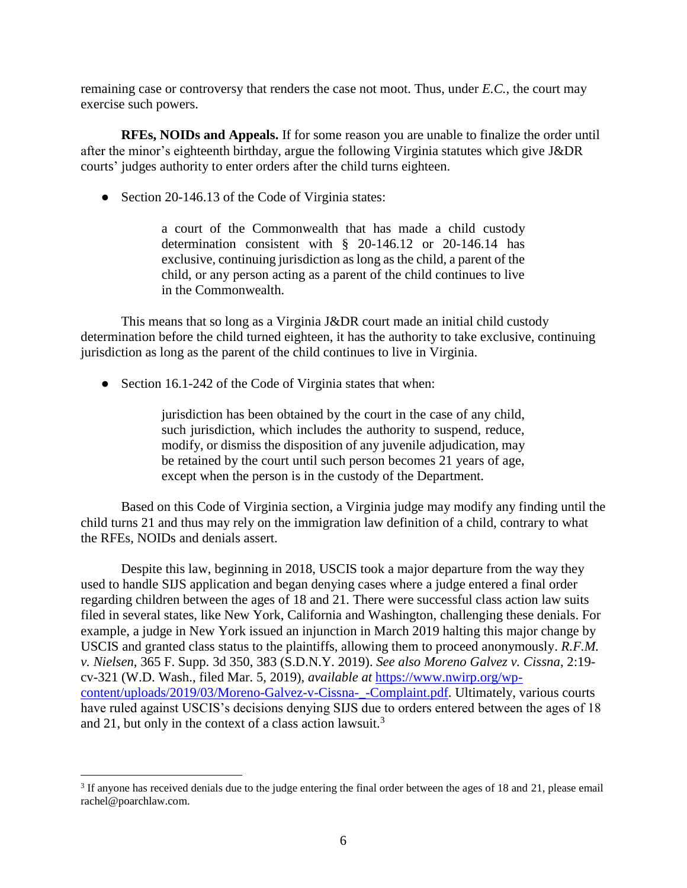remaining case or controversy that renders the case not moot. Thus, under *E.C.*, the court may exercise such powers.

**RFEs, NOIDs and Appeals.** If for some reason you are unable to finalize the order until after the minor's eighteenth birthday, argue the following Virginia statutes which give J&DR courts' judges authority to enter orders after the child turns eighteen.

- Section 20-146.13 of the Code of Virginia states:

> a court of the Commonwealth that has made a child custody determination consistent with § 20-146.12 or 20-146.14 has exclusive, continuing jurisdiction as long as the child, a parent of the child, or any person acting as a parent of the child continues to live in the Commonwealth.

This means that so long as a Virginia J&DR court made an initial child custody determination before the child turned eighteen, it has the authority to take exclusive, continuing jurisdiction as long as the parent of the child continues to live in Virginia.

- Section 16.1-242 of the Code of Virginia states that when:

> jurisdiction has been obtained by the court in the case of any child, such jurisdiction, which includes the authority to suspend, reduce, modify, or dismiss the disposition of any juvenile adjudication, may be retained by the court until such person becomes 21 years of age, except when the person is in the custody of the Department.

Based on this Code of Virginia section, a Virginia judge may modify any finding until the child turns 21 and thus may rely on the immigration law definition of a child, contrary to what the RFEs, NOIDs and denials assert.

Despite this law, beginning in 2018, USCIS took a major departure from the way they used to handle SIJS application and began denying cases where a judge entered a final order regarding children between the ages of 18 and 21. There were successful class action law suits filed in several states, like New York, California and Washington, challenging these denials. For example, a judge in New York issued an injunction in March 2019 halting this major change by USCIS and granted class status to the plaintiffs, allowing them to proceed anonymously. *R.F.M. v. Nielsen*, 365 F. Supp. 3d 350, 383 (S.D.N.Y. 2019). *See also Moreno Galvez v. Cissna*, 2:19-cv-321 (W.D. Wash., filed Mar. 5, 2019), *available at* [https://www.nwirp.org/wp-content/uploads/2019/03/Moreno-Galvez-v-Cissna-_-Complaint.pdf](https://www.nwirp.org/wp-content/uploads/2019/03/Moreno-Galvez-v-Cissna-_-Complaint.pdf). Ultimately, various courts have ruled against USCIS's decisions denying SIJS due to orders entered between the ages of 18 and 21, but only in the context of a class action lawsuit.[3]

---

[3] If anyone has received denials due to the judge entering the final order between the ages of 18 and 21, please email rachel@poarchlaw.com.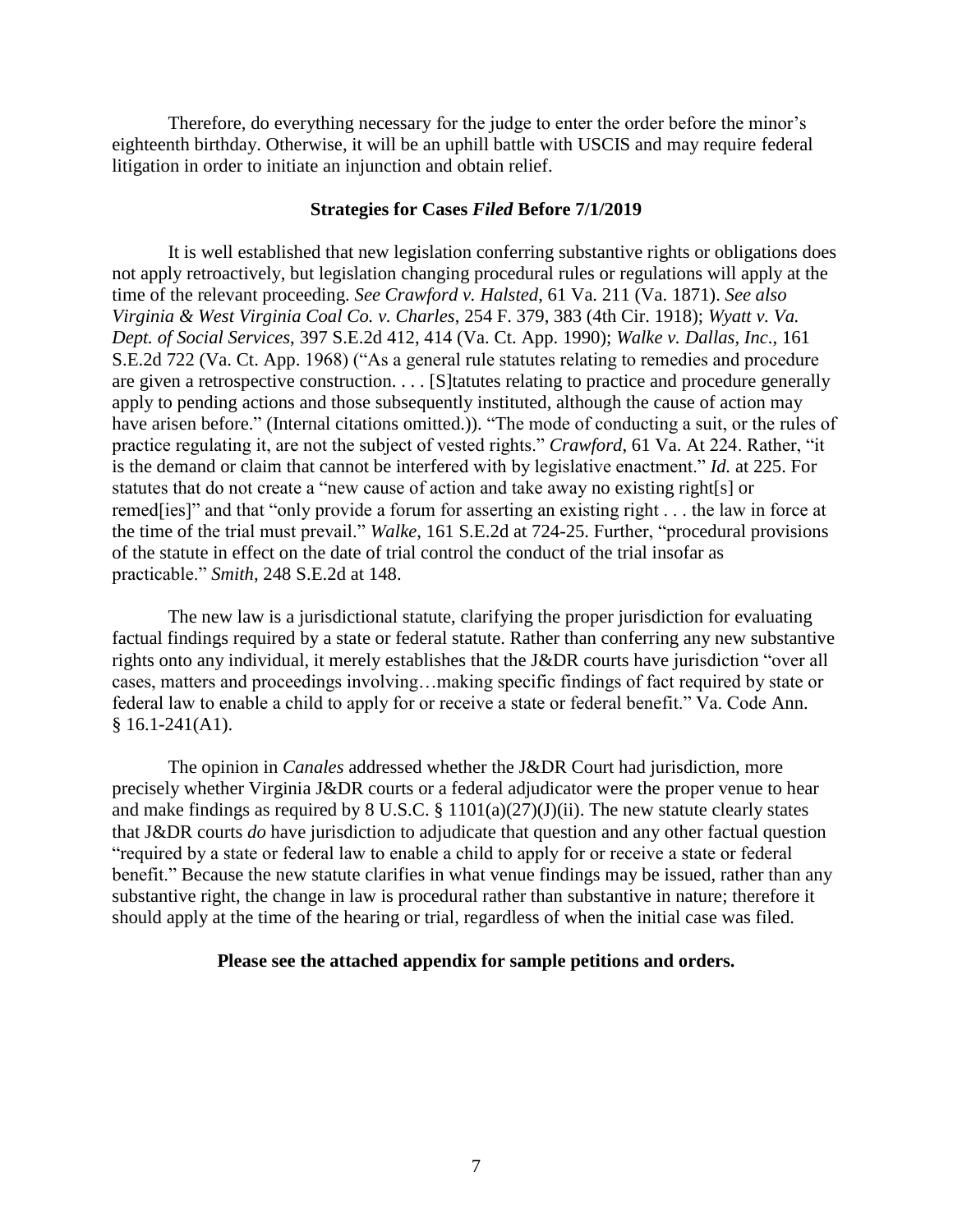Therefore, do everything necessary for the judge to enter the order before the minor's eighteenth birthday. Otherwise, it will be an uphill battle with USCIS and may require federal litigation in order to initiate an injunction and obtain relief.

### Strategies for Cases *Filed* Before 7/1/2019

It is well established that new legislation conferring substantive rights or obligations does not apply retroactively, but legislation changing procedural rules or regulations will apply at the time of the relevant proceeding. *See Crawford v. Halsted*, 61 Va. 211 (Va. 1871). *See also Virginia & West Virginia Coal Co. v. Charles*, 254 F. 379, 383 (4th Cir. 1918); *Wyatt v. Va. Dept. of Social Services*, 397 S.E.2d 412, 414 (Va. Ct. App. 1990); *Walke v. Dallas, Inc*., 161 S.E.2d 722 (Va. Ct. App. 1968) ("As a general rule statutes relating to remedies and procedure are given a retrospective construction. . . . [S]tatutes relating to practice and procedure generally apply to pending actions and those subsequently instituted, although the cause of action may have arisen before." (Internal citations omitted.)). "The mode of conducting a suit, or the rules of practice regulating it, are not the subject of vested rights." *Crawford*, 61 Va. At 224. Rather, "it is the demand or claim that cannot be interfered with by legislative enactment." *Id.* at 225. For statutes that do not create a "new cause of action and take away no existing right[s] or remed[ies]" and that "only provide a forum for asserting an existing right . . . the law in force at the time of the trial must prevail." *Walke*, 161 S.E.2d at 724-25. Further, "procedural provisions of the statute in effect on the date of trial control the conduct of the trial insofar as practicable." *Smith*, 248 S.E.2d at 148.

The new law is a jurisdictional statute, clarifying the proper jurisdiction for evaluating factual findings required by a state or federal statute. Rather than conferring any new substantive rights onto any individual, it merely establishes that the J&DR courts have jurisdiction "over all cases, matters and proceedings involving…making specific findings of fact required by state or federal law to enable a child to apply for or receive a state or federal benefit." Va. Code Ann. § 16.1-241(A1).

The opinion in *Canales* addressed whether the J&DR Court had jurisdiction, more precisely whether Virginia J&DR courts or a federal adjudicator were the proper venue to hear and make findings as required by 8 U.S.C. § 1101(a)(27)(J)(ii). The new statute clearly states that J&DR courts *do* have jurisdiction to adjudicate that question and any other factual question "required by a state or federal law to enable a child to apply for or receive a state or federal benefit." Because the new statute clarifies in what venue findings may be issued, rather than any substantive right, the change in law is procedural rather than substantive in nature; therefore it should apply at the time of the hearing or trial, regardless of when the initial case was filed.

**Please see the attached appendix for sample petitions and orders.**